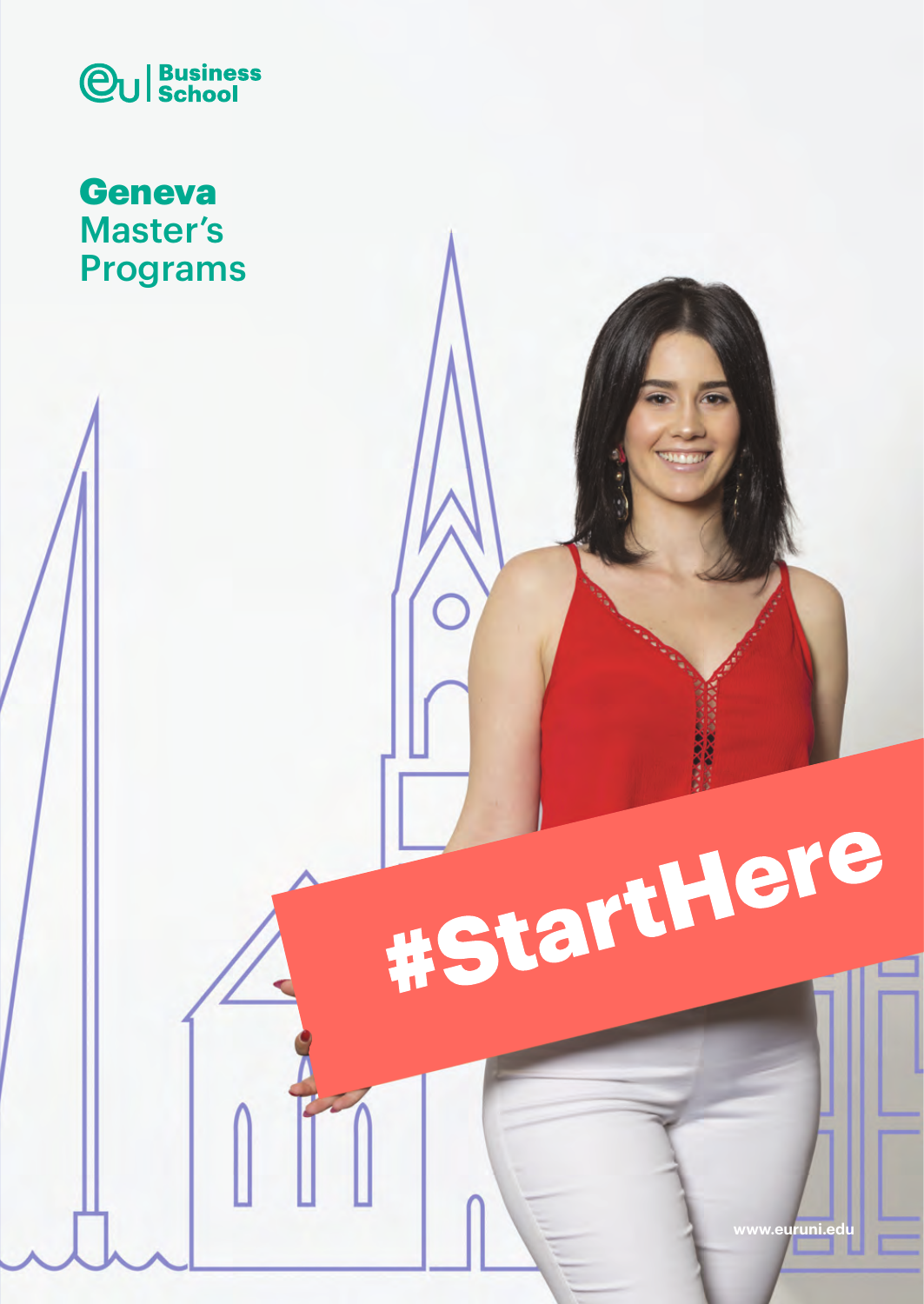EU Business School

# Geneva Master's Programs

#StartHere

www.euruni.edu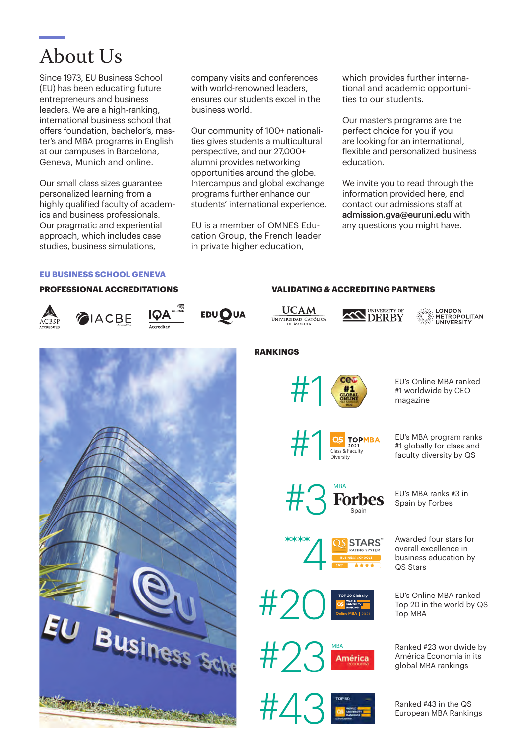# About Us

Since 1973, EU Business School (EU) has been educating future entrepreneurs and business leaders. We are a high-ranking, international business school that offers foundation, bachelor's, master's and MBA programs in English at our campuses in Barcelona, Geneva, Munich and online.

Our small class sizes guarantee personalized learning from a highly qualified faculty of academics and business professionals. Our pragmatic and experiential approach, which includes case studies, business simulations, company visits and conferences with world-renowned leaders, ensures our students excel in the business world.

Our community of 100+ nationalities gives students a multicultural perspective, and our 27,000+ alumni provides networking opportunities around the globe. Intercampus and global exchange programs further enhance our students' international experience.

EU is a member of OMNES Education Group, the French leader in private higher education, which provides further international and academic opportunities to our students.

Our master's programs are the perfect choice for you if you are looking for an international, flexible and personalized business education.

We invite you to read through the information provided here, and contact our admissions staff at **admission.gva@euruni.edu** with any questions you might have.

## EU BUSINESS SCHOOL GENEVA

### PROFESSIONAL ACCREDITATIONS

ACBSP Accredited, IACBE Accredited, IQA CEEMAN Accredited, EDUQUA

### VALIDATING & ACCREDITING PARTNERS

UCAM Universidad Católica de Murcia, University of Derby, London Metropolitan University

### RANKINGS

- **#1** — EU's Online MBA ranked #1 worldwide by CEO magazine
- **#1** — EU's MBA program ranks #1 globally for class and faculty diversity by QS
- **#3** — EU's MBA ranks #3 in Spain by Forbes
- **4** — Awarded four stars for overall excellence in business education by QS Stars
- **#20** — EU's Online MBA ranked Top 20 in the world by QS Top MBA
- **#23** — Ranked #23 worldwide by América Economía in its global MBA rankings
- **#43** — Ranked #43 in the QS European MBA Rankings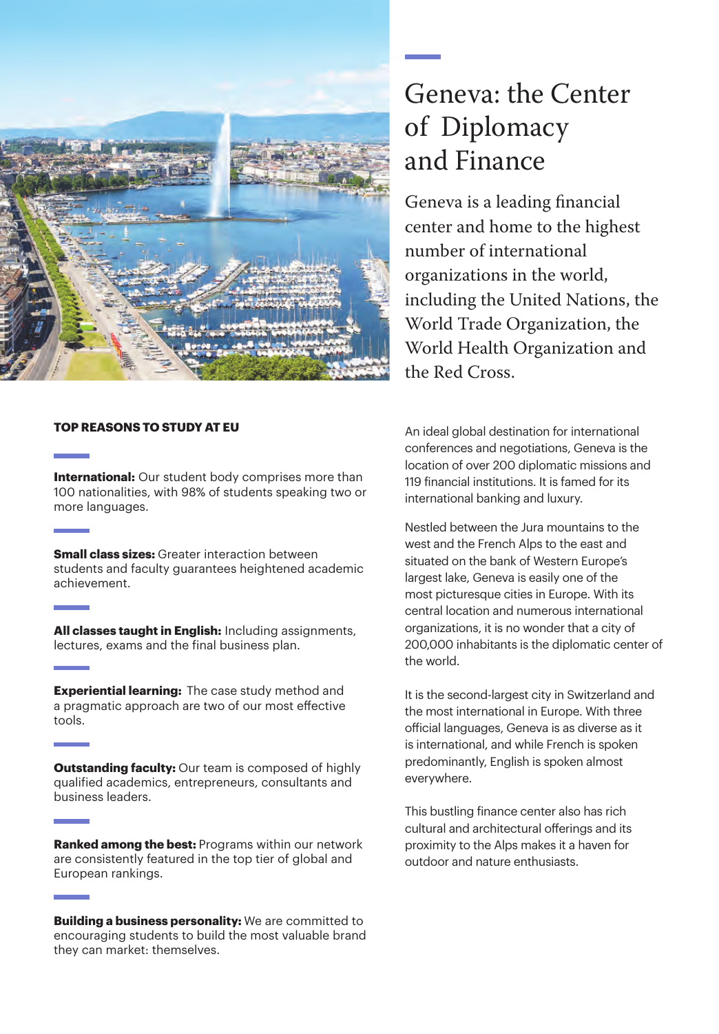# Geneva: the Center of Diplomacy and Finance

Geneva is a leading financial center and home to the highest number of international organizations in the world, including the United Nations, the World Trade Organization, the World Health Organization and the Red Cross.

An ideal global destination for international conferences and negotiations, Geneva is the location of over 200 diplomatic missions and 119 financial institutions. It is famed for its international banking and luxury.

Nestled between the Jura mountains to the west and the French Alps to the east and situated on the bank of Western Europe's largest lake, Geneva is easily one of the most picturesque cities in Europe. With its central location and numerous international organizations, it is no wonder that a city of 200,000 inhabitants is the diplomatic center of the world.

It is the second-largest city in Switzerland and the most international in Europe. With three official languages, Geneva is as diverse as it is international, and while French is spoken predominantly, English is spoken almost everywhere.

This bustling finance center also has rich cultural and architectural offerings and its proximity to the Alps makes it a haven for outdoor and nature enthusiasts.

## TOP REASONS TO STUDY AT EU

**International:** Our student body comprises more than 100 nationalities, with 98% of students speaking two or more languages.

**Small class sizes:** Greater interaction between students and faculty guarantees heightened academic achievement.

**All classes taught in English:** Including assignments, lectures, exams and the final business plan.

**Experiential learning:** The case study method and a pragmatic approach are two of our most effective tools.

**Outstanding faculty:** Our team is composed of highly qualified academics, entrepreneurs, consultants and business leaders.

**Ranked among the best:** Programs within our network are consistently featured in the top tier of global and European rankings.

**Building a business personality:** We are committed to encouraging students to build the most valuable brand they can market: themselves.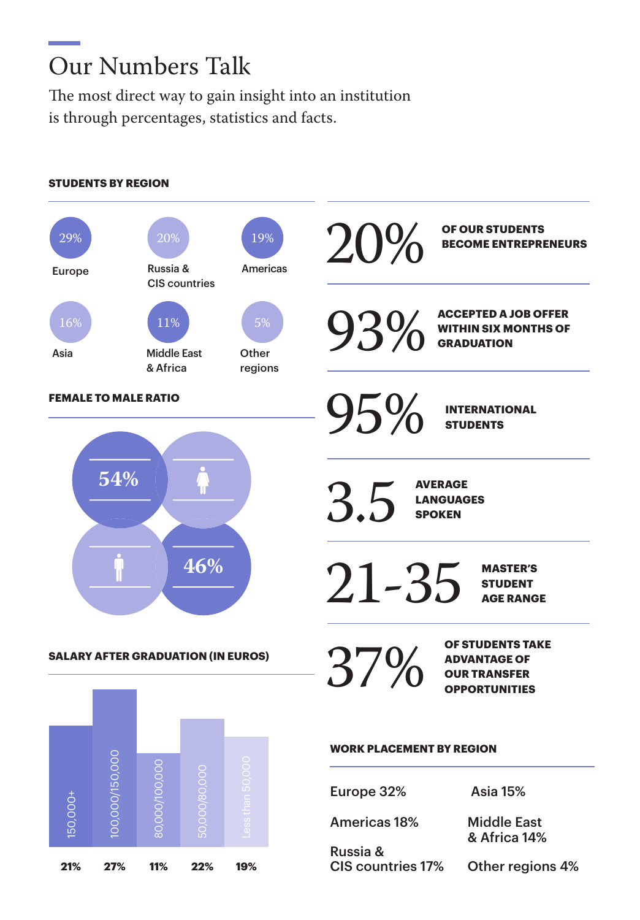# Our Numbers Talk

The most direct way to gain insight into an institution is through percentages, statistics and facts.

### STUDENTS BY REGION

| Region | Percentage |
|---|---|
| Europe | 29% |
| Russia & CIS countries | 20% |
| Americas | 19% |
| Asia | 16% |
| Middle East & Africa | 11% |
| Other regions | 5% |

### FEMALE TO MALE RATIO

| Female | Male |
|---|---|
| 54% | 46% |

### SALARY AFTER GRADUATION (IN EUROS)

| Salary | Percentage |
|---|---|
| 150,000+ | 21% |
| 100,000/150,000 | 27% |
| 80,000/100,000 | 11% |
| 50,000/80,000 | 22% |
| Less than 50,000 | 19% |

**20%** OF OUR STUDENTS BECOME ENTREPRENEURS

**93%** ACCEPTED A JOB OFFER WITHIN SIX MONTHS OF GRADUATION

**95%** INTERNATIONAL STUDENTS

**3.5** AVERAGE LANGUAGES SPOKEN

**21-35** MASTER'S STUDENT AGE RANGE

**37%** OF STUDENTS TAKE ADVANTAGE OF OUR TRANSFER OPPORTUNITIES

### WORK PLACEMENT BY REGION

- Europe 32%
- Asia 15%
- Americas 18%
- Middle East & Africa 14%
- Russia & CIS countries 17%
- Other regions 4%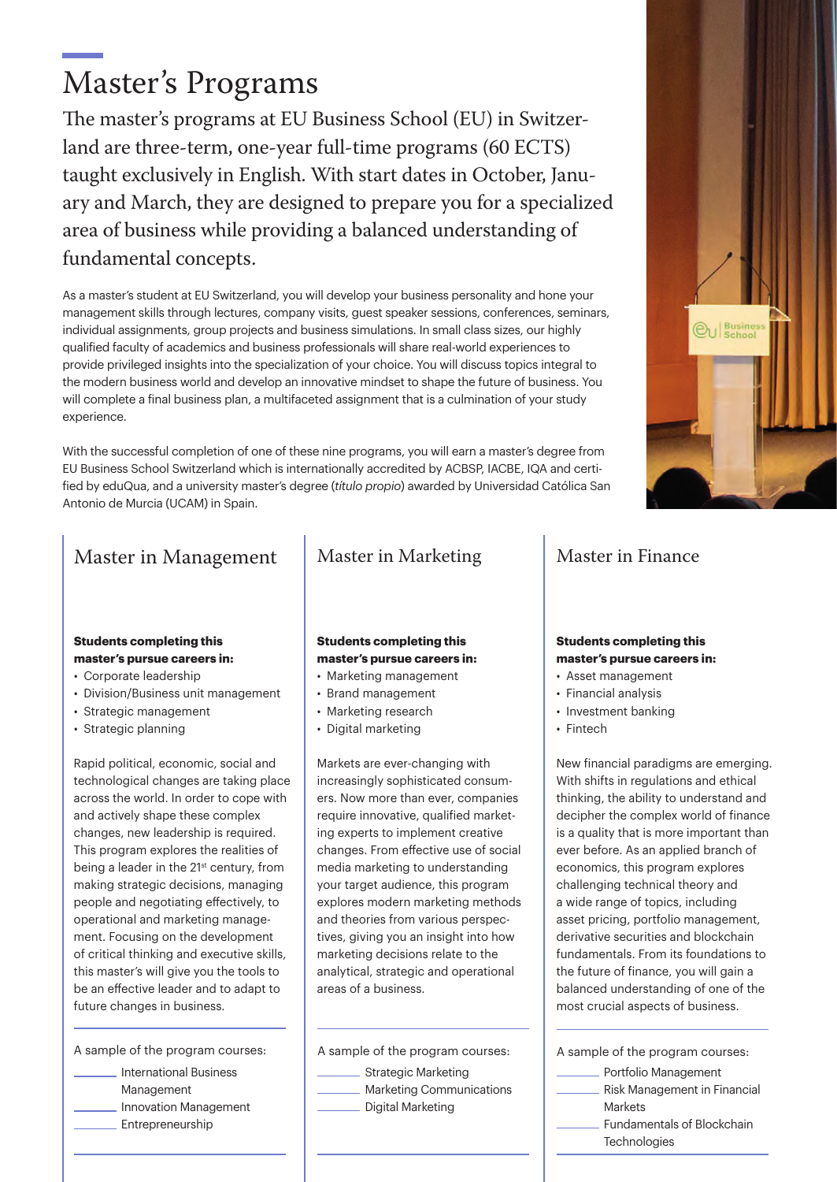# Master's Programs

The master's programs at EU Business School (EU) in Switzerland are three-term, one-year full-time programs (60 ECTS) taught exclusively in English. With start dates in October, January and March, they are designed to prepare you for a specialized area of business while providing a balanced understanding of fundamental concepts.

As a master's student at EU Switzerland, you will develop your business personality and hone your management skills through lectures, company visits, guest speaker sessions, conferences, seminars, individual assignments, group projects and business simulations. In small class sizes, our highly qualified faculty of academics and business professionals will share real-world experiences to provide privileged insights into the specialization of your choice. You will discuss topics integral to the modern business world and develop an innovative mindset to shape the future of business. You will complete a final business plan, a multifaceted assignment that is a culmination of your study experience.

With the successful completion of one of these nine programs, you will earn a master's degree from EU Business School Switzerland which is internationally accredited by ACBSP, IACBE, IQA and certified by eduQua, and a university master's degree (*título propio*) awarded by Universidad Católica San Antonio de Murcia (UCAM) in Spain.

## Master in Management

**Students completing this master's pursue careers in:**

- Corporate leadership
- Division/Business unit management
- Strategic management
- Strategic planning

Rapid political, economic, social and technological changes are taking place across the world. In order to cope with and actively shape these complex changes, new leadership is required. This program explores the realities of being a leader in the 21st century, from making strategic decisions, managing people and negotiating effectively, to operational and marketing management. Focusing on the development of critical thinking and executive skills, this master's will give you the tools to be an effective leader and to adapt to future changes in business.

A sample of the program courses:

- International Business Management
- Innovation Management
- Entrepreneurship

## Master in Marketing

**Students completing this master's pursue careers in:**

- Marketing management
- Brand management
- Marketing research
- Digital marketing

Markets are ever-changing with increasingly sophisticated consumers. Now more than ever, companies require innovative, qualified marketing experts to implement creative changes. From effective use of social media marketing to understanding your target audience, this program explores modern marketing methods and theories from various perspectives, giving you an insight into how marketing decisions relate to the analytical, strategic and operational areas of a business.

A sample of the program courses:

- Strategic Marketing
- Marketing Communications
- Digital Marketing

## Master in Finance

**Students completing this master's pursue careers in:**

- Asset management
- Financial analysis
- Investment banking
- Fintech

New financial paradigms are emerging. With shifts in regulations and ethical thinking, the ability to understand and decipher the complex world of finance is a quality that is more important than ever before. As an applied branch of economics, this program explores challenging technical theory and a wide range of topics, including asset pricing, portfolio management, derivative securities and blockchain fundamentals. From its foundations to the future of finance, you will gain a balanced understanding of one of the most crucial aspects of business.

A sample of the program courses:

- Portfolio Management
- Risk Management in Financial Markets
- Fundamentals of Blockchain Technologies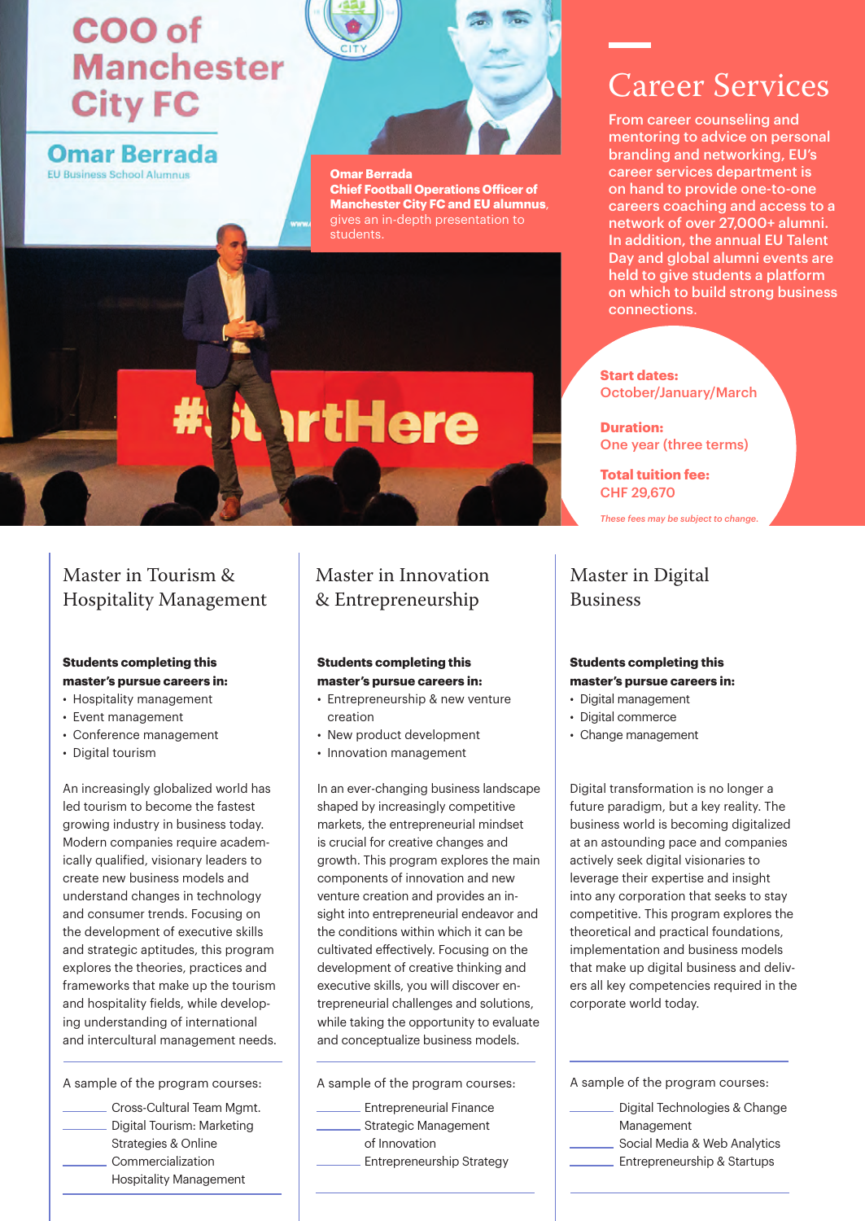Omar Berrada **Chief Football Operations Officer of Manchester City FC and EU alumnus**, gives an in-depth presentation to students.

## Career Services

From career counseling and mentoring to advice on personal branding and networking, EU's career services department is on hand to provide one-to-one careers coaching and access to a network of over 27,000+ alumni. In addition, the annual EU Talent Day and global alumni events are held to give students a platform on which to build strong business connections.

**Start dates:**
October/January/March

**Duration:**
One year (three terms)

**Total tuition fee:**
CHF 29,670

*These fees may be subject to change.*

## Master in Tourism & Hospitality Management

**Students completing this master's pursue careers in:**

- Hospitality management
- Event management
- Conference management
- Digital tourism

An increasingly globalized world has led tourism to become the fastest growing industry in business today. Modern companies require academically qualified, visionary leaders to create new business models and understand changes in technology and consumer trends. Focusing on the development of executive skills and strategic aptitudes, this program explores the theories, practices and frameworks that make up the tourism and hospitality fields, while developing understanding of international and intercultural management needs.

A sample of the program courses:

- Cross-Cultural Team Mgmt.
- Digital Tourism: Marketing Strategies & Online Commercialization
- Hospitality Management

## Master in Innovation & Entrepreneurship

**Students completing this master's pursue careers in:**

- Entrepreneurship & new venture creation
- New product development
- Innovation management

In an ever-changing business landscape shaped by increasingly competitive markets, the entrepreneurial mindset is crucial for creative changes and growth. This program explores the main components of innovation and new venture creation and provides an insight into entrepreneurial endeavor and the conditions within which it can be cultivated effectively. Focusing on the development of creative thinking and executive skills, you will discover entrepreneurial challenges and solutions, while taking the opportunity to evaluate and conceptualize business models.

A sample of the program courses:

- Entrepreneurial Finance
- Strategic Management of Innovation
- Entrepreneurship Strategy

## Master in Digital Business

**Students completing this master's pursue careers in:**

- Digital management
- Digital commerce
- Change management

Digital transformation is no longer a future paradigm, but a key reality. The business world is becoming digitalized at an astounding pace and companies actively seek digital visionaries to leverage their expertise and insight into any corporation that seeks to stay competitive. This program explores the theoretical and practical foundations, implementation and business models that make up digital business and delivers all key competencies required in the corporate world today.

A sample of the program courses:

- Digital Technologies & Change Management
- Social Media & Web Analytics
- Entrepreneurship & Startups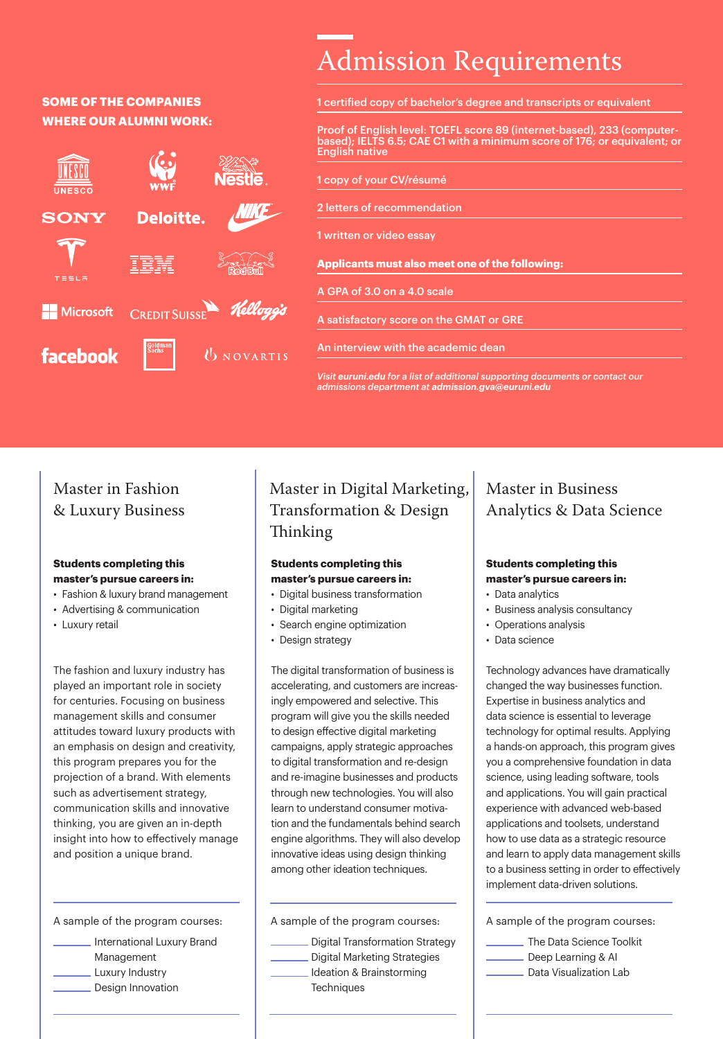**SOME OF THE COMPANIES WHERE OUR ALUMNI WORK:**

UNESCO, WWF, Nestlé, SONY, Deloitte., NIKE, TESLA, IBM, Red Bull, Microsoft, CREDIT SUISSE, Kellogg's, facebook, Goldman Sachs, NOVARTIS

# Admission Requirements

- 1 certified copy of bachelor's degree and transcripts or equivalent
- Proof of English level: TOEFL score 89 (internet-based), 233 (computer-based); IELTS 6.5; CAE C1 with a minimum score of 176; or equivalent; or English native
- 1 copy of your CV/résumé
- 2 letters of recommendation
- 1 written or video essay

**Applicants must also meet one of the following:**

- A GPA of 3.0 on a 4.0 scale
- A satisfactory score on the GMAT or GRE
- An interview with the academic dean

*Visit **euruni.edu** for a list of additional supporting documents or contact our admissions department at **admission.gva@euruni.edu***

## Master in Fashion & Luxury Business

**Students completing this master's pursue careers in:**

- Fashion & luxury brand management
- Advertising & communication
- Luxury retail

The fashion and luxury industry has played an important role in society for centuries. Focusing on business management skills and consumer attitudes toward luxury products with an emphasis on design and creativity, this program prepares you for the projection of a brand. With elements such as advertisement strategy, communication skills and innovative thinking, you are given an in-depth insight into how to effectively manage and position a unique brand.

A sample of the program courses:

- International Luxury Brand Management
- Luxury Industry
- Design Innovation

## Master in Digital Marketing, Transformation & Design Thinking

**Students completing this master's pursue careers in:**

- Digital business transformation
- Digital marketing
- Search engine optimization
- Design strategy

The digital transformation of business is accelerating, and customers are increasingly empowered and selective. This program will give you the skills needed to design effective digital marketing campaigns, apply strategic approaches to digital transformation and re-design and re-imagine businesses and products through new technologies. You will also learn to understand consumer motivation and the fundamentals behind search engine algorithms. They will also develop innovative ideas using design thinking among other ideation techniques.

A sample of the program courses:

- Digital Transformation Strategy
- Digital Marketing Strategies
- Ideation & Brainstorming Techniques

## Master in Business Analytics & Data Science

**Students completing this master's pursue careers in:**

- Data analytics
- Business analysis consultancy
- Operations analysis
- Data science

Technology advances have dramatically changed the way businesses function. Expertise in business analytics and data science is essential to leverage technology for optimal results. Applying a hands-on approach, this program gives you a comprehensive foundation in data science, using leading software, tools and applications. You will gain practical experience with advanced web-based applications and toolsets, understand how to use data as a strategic resource and learn to apply data management skills to a business setting in order to effectively implement data-driven solutions.

A sample of the program courses:

- The Data Science Toolkit
- Deep Learning & AI
- Data Visualization Lab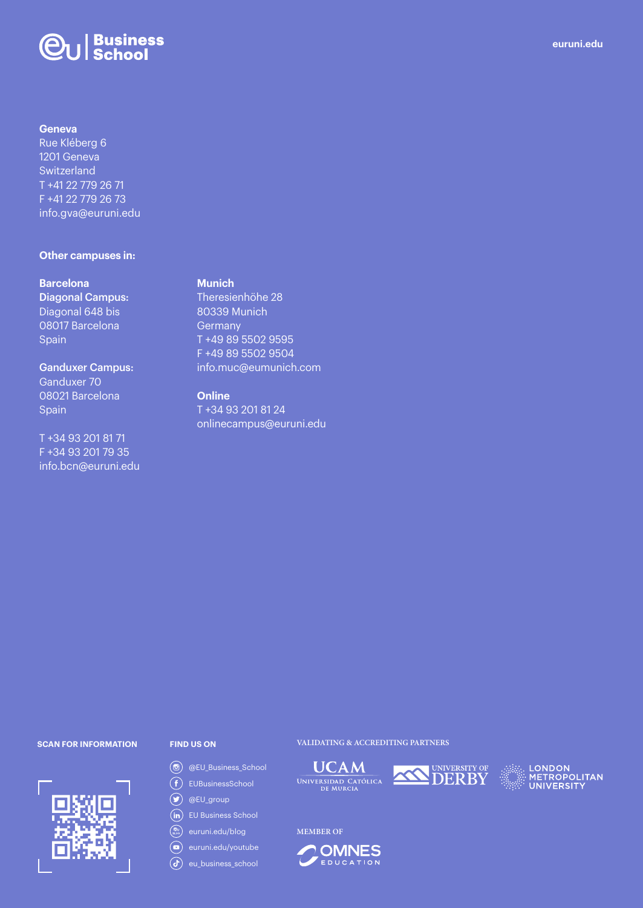EU Business School

euruni.edu

**Geneva**
Rue Kléberg 6
1201 Geneva
Switzerland
T +41 22 779 26 71
F +41 22 779 26 73
info.gva@euruni.edu

**Other campuses in:**

**Barcelona**
**Diagonal Campus:**
Diagonal 648 bis
08017 Barcelona
Spain

**Ganduxer Campus:**
Ganduxer 70
08021 Barcelona
Spain

T +34 93 201 81 71
F +34 93 201 79 35
info.bcn@euruni.edu

**Munich**
Theresienhöhe 28
80339 Munich
Germany
T +49 89 5502 9595
F +49 89 5502 9504
info.muc@eumunich.com

**Online**
T +34 93 201 81 24
onlinecampus@euruni.edu

**SCAN FOR INFORMATION**

**FIND US ON**

- @EU_Business_School
- EUBusinessSchool
- @EU_group
- EU Business School
- euruni.edu/blog
- euruni.edu/youtube
- eu_business_school

VALIDATING & ACCREDITING PARTNERS

UCAM Universidad Católica de Murcia

University of Derby

London Metropolitan University

MEMBER OF

OMNES Education